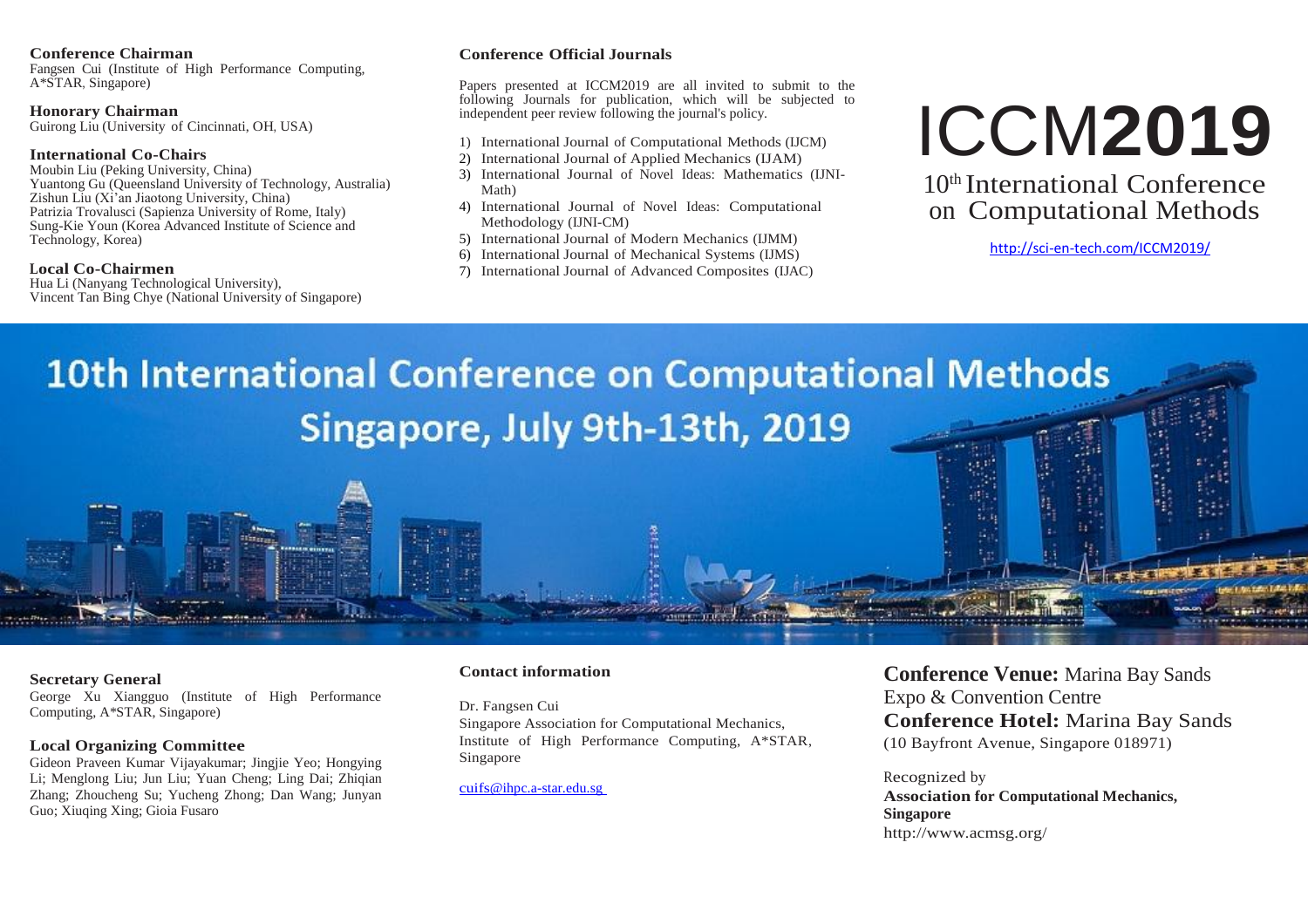**Conference Chairman**
Fangsen Cui (Institute of High Performance Computing, A*STAR, Singapore)

**Honorary Chairman**
Guirong Liu (University of Cincinnati, OH, USA)

**International Co-Chairs**
Moubin Liu (Peking University, China)
Yuantong Gu (Queensland University of Technology, Australia)
Zishun Liu (Xi'an Jiaotong University, China)
Patrizia Trovalusci (Sapienza University of Rome, Italy)
Sung-Kie Youn (Korea Advanced Institute of Science and Technology, Korea)

**Local Co-Chairmen**
Hua Li (Nanyang Technological University),
Vincent Tan Bing Chye (National University of Singapore)

**Conference Official Journals**

Papers presented at ICCM2019 are all invited to submit to the following Journals for publication, which will be subjected to independent peer review following the journal's policy.

1) International Journal of Computational Methods (IJCM)
2) International Journal of Applied Mechanics (IJAM)
3) International Journal of Novel Ideas: Mathematics (IJNI-Math)
4) International Journal of Novel Ideas: Computational Methodology (IJNI-CM)
5) International Journal of Modern Mechanics (IJMM)
6) International Journal of Mechanical Systems (IJMS)
7) International Journal of Advanced Composites (IJAC)

# ICCM**2019**

## 10th International Conference on Computational Methods

http://sci-en-tech.com/ICCM2019/

# 10th International Conference on Computational Methods
## Singapore, July 9th-13th, 2019

**Secretary General**
George Xu Xiangguo (Institute of High Performance Computing, A*STAR, Singapore)

**Local Organizing Committee**
Gideon Praveen Kumar Vijayakumar; Jingjie Yeo; Hongying Li; Menglong Liu; Jun Liu; Yuan Cheng; Ling Dai; Zhiqian Zhang; Zhoucheng Su; Yucheng Zhong; Dan Wang; Junyan Guo; Xiuqing Xing; Gioia Fusaro

**Contact information**

Dr. Fangsen Cui
Singapore Association for Computational Mechanics,
Institute of High Performance Computing, A*STAR, Singapore

cuifs@ihpc.a-star.edu.sg

**Conference Venue:** Marina Bay Sands Expo & Convention Centre
**Conference Hotel:** Marina Bay Sands
(10 Bayfront Avenue, Singapore 018971)

Recognized by
**Association for Computational Mechanics, Singapore**
http://www.acmsg.org/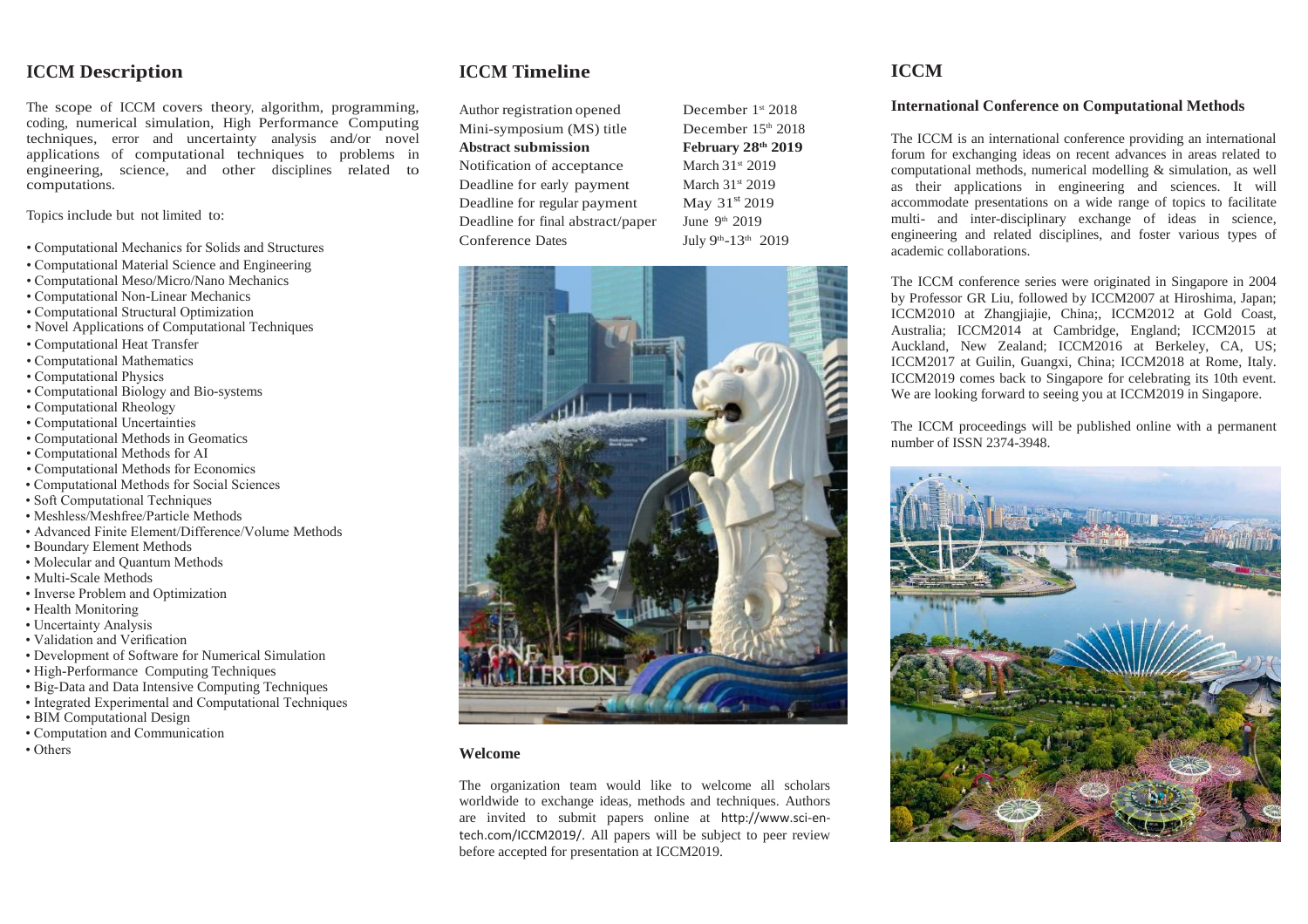## ICCM Description

The scope of ICCM covers theory, algorithm, programming, coding, numerical simulation, High Performance Computing techniques, error and uncertainty analysis and/or novel applications of computational techniques to problems in engineering, science, and other disciplines related to computations.

Topics include but not limited to:

- Computational Mechanics for Solids and Structures
- Computational Material Science and Engineering
- Computational Meso/Micro/Nano Mechanics
- Computational Non-Linear Mechanics
- Computational Structural Optimization
- Novel Applications of Computational Techniques
- Computational Heat Transfer
- Computational Mathematics
- Computational Physics
- Computational Biology and Bio-systems
- Computational Rheology
- Computational Uncertainties
- Computational Methods in Geomatics
- Computational Methods for AI
- Computational Methods for Economics
- Computational Methods for Social Sciences
- Soft Computational Techniques
- Meshless/Meshfree/Particle Methods
- Advanced Finite Element/Difference/Volume Methods
- Boundary Element Methods
- Molecular and Quantum Methods
- Multi-Scale Methods
- Inverse Problem and Optimization
- Health Monitoring
- Uncertainty Analysis
- Validation and Verification
- Development of Software for Numerical Simulation
- High-Performance Computing Techniques
- Big-Data and Data Intensive Computing Techniques
- Integrated Experimental and Computational Techniques
- BIM Computational Design
- Computation and Communication
- Others

## ICCM Timeline

| | |
|---|---|
| Author registration opened | December 1st 2018 |
| Mini-symposium (MS) title | December 15th 2018 |
| **Abstract submission** | **February 28th 2019** |
| Notification of acceptance | March 31st 2019 |
| Deadline for early payment | March 31st 2019 |
| Deadline for regular payment | May 31st 2019 |
| Deadline for final abstract/paper | June 9th 2019 |
| Conference Dates | July 9th-13th 2019 |

### Welcome

The organization team would like to welcome all scholars worldwide to exchange ideas, methods and techniques. Authors are invited to submit papers online at http://www.sci-en-tech.com/ICCM2019/. All papers will be subject to peer review before accepted for presentation at ICCM2019.

## ICCM

### International Conference on Computational Methods

The ICCM is an international conference providing an international forum for exchanging ideas on recent advances in areas related to computational methods, numerical modelling & simulation, as well as their applications in engineering and sciences. It will accommodate presentations on a wide range of topics to facilitate multi- and inter-disciplinary exchange of ideas in science, engineering and related disciplines, and foster various types of academic collaborations.

The ICCM conference series were originated in Singapore in 2004 by Professor GR Liu, followed by ICCM2007 at Hiroshima, Japan; ICCM2010 at Zhangjiajie, China;, ICCM2012 at Gold Coast, Australia; ICCM2014 at Cambridge, England; ICCM2015 at Auckland, New Zealand; ICCM2016 at Berkeley, CA, US; ICCM2017 at Guilin, Guangxi, China; ICCM2018 at Rome, Italy. ICCM2019 comes back to Singapore for celebrating its 10th event. We are looking forward to seeing you at ICCM2019 in Singapore.

The ICCM proceedings will be published online with a permanent number of ISSN 2374-3948.